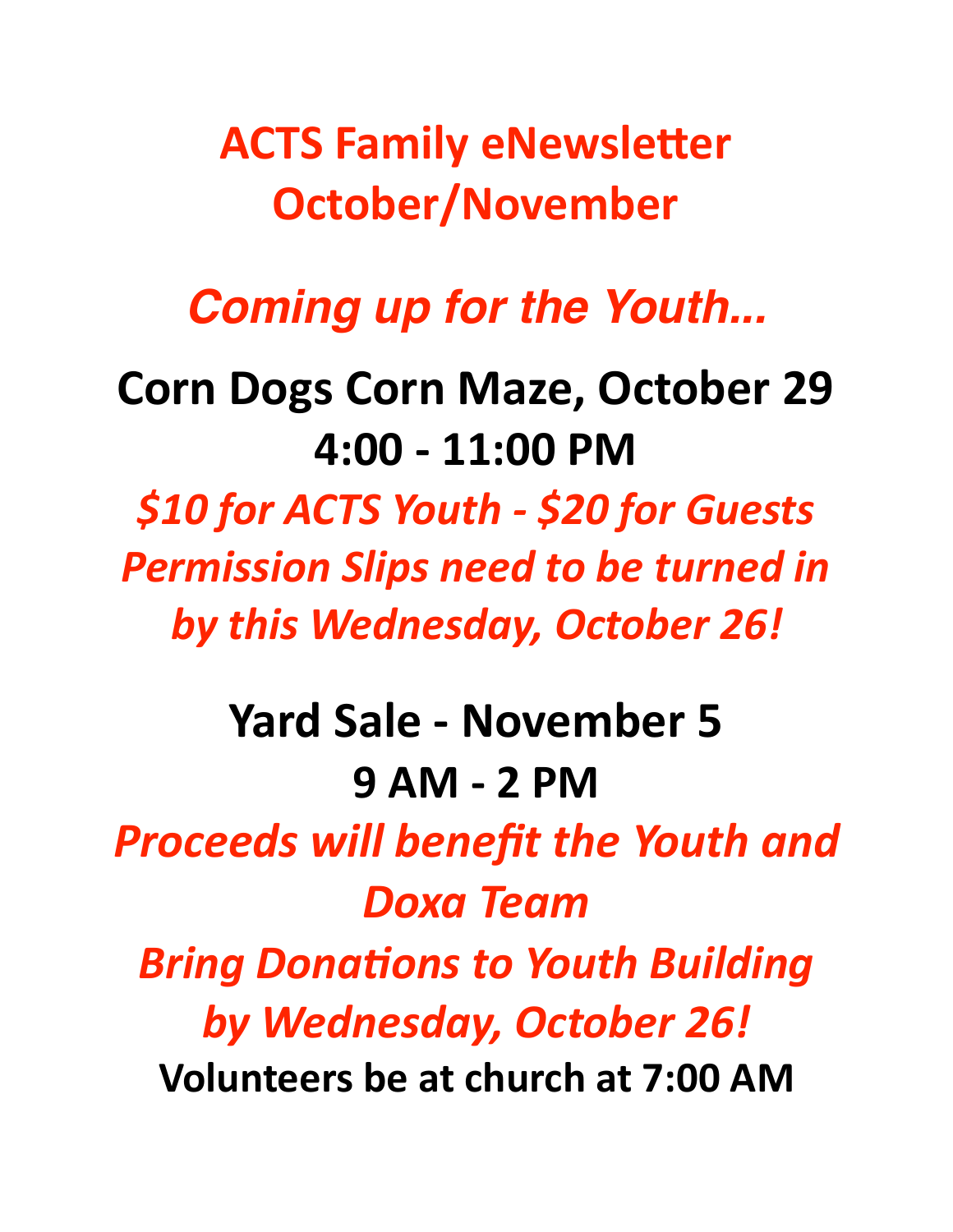# ACTS Family eNewsletter
# October/November

## *Coming up for the Youth...*

**Corn Dogs Corn Maze, October 29**
**4:00 - 11:00 PM**

***$10 for ACTS Youth - $20 for Guests***
***Permission Slips need to be turned in by this Wednesday, October 26!***

**Yard Sale - November 5**
**9 AM - 2 PM**

***Proceeds will benefit the Youth and Doxa Team***
***Bring Donations to Youth Building by Wednesday, October 26!***

**Volunteers be at church at 7:00 AM**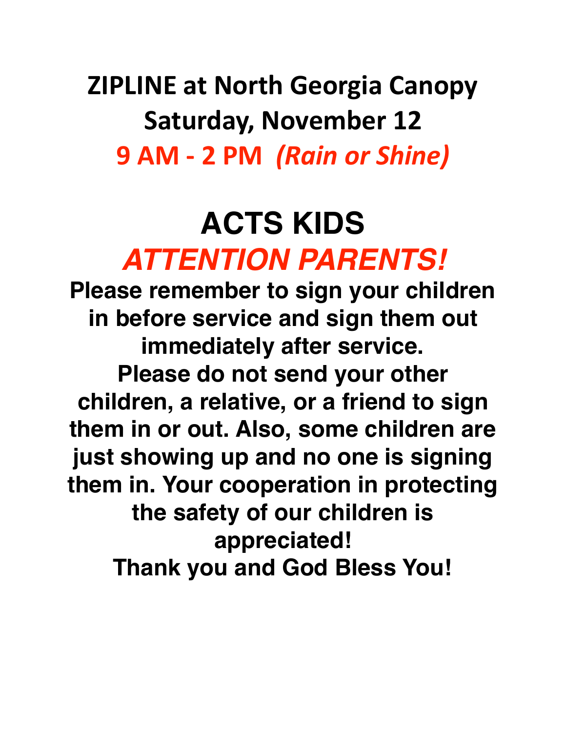# ZIPLINE at North Georgia Canopy

## Saturday, November 12

## 9 AM - 2 PM *(Rain or Shine)*

# ACTS KIDS

## *ATTENTION PARENTS!*

**Please remember to sign your children in before service and sign them out immediately after service. Please do not send your other children, a relative, or a friend to sign them in or out. Also, some children are just showing up and no one is signing them in. Your cooperation in protecting the safety of our children is appreciated!**

**Thank you and God Bless You!**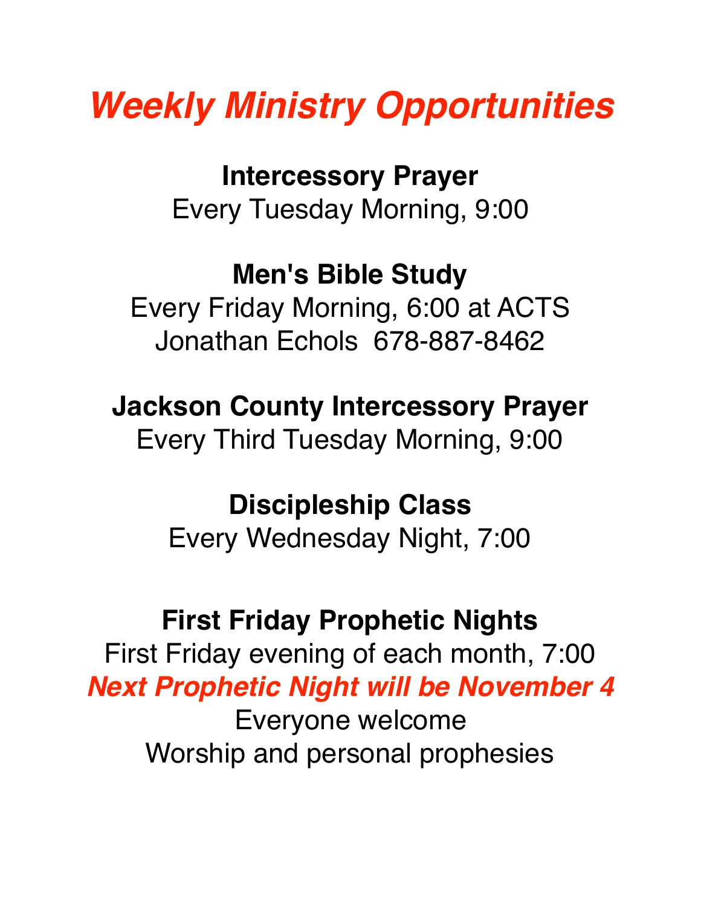# ***Weekly Ministry Opportunities***

**Intercessory Prayer**
Every Tuesday Morning, 9:00

**Men's Bible Study**
Every Friday Morning, 6:00 at ACTS
Jonathan Echols  678-887-8462

**Jackson County Intercessory Prayer**
Every Third Tuesday Morning, 9:00

**Discipleship Class**
Every Wednesday Night, 7:00

**First Friday Prophetic Nights**
First Friday evening of each month, 7:00
***Next Prophetic Night will be November 4***
Everyone welcome
Worship and personal prophesies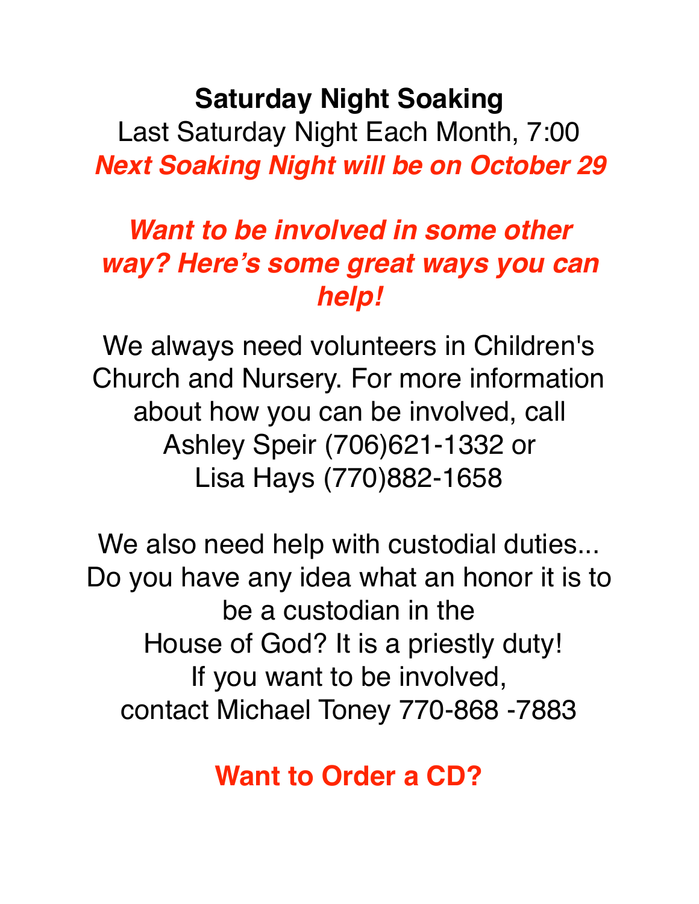## Saturday Night Soaking

Last Saturday Night Each Month, 7:00

***Next Soaking Night will be on October 29***

### *Want to be involved in some other way? Here's some great ways you can help!*

We always need volunteers in Children's Church and Nursery. For more information about how you can be involved, call Ashley Speir (706)621-1332 or Lisa Hays (770)882-1658

We also need help with custodial duties... Do you have any idea what an honor it is to be a custodian in the House of God? It is a priestly duty! If you want to be involved, contact Michael Toney 770-868 -7883

### Want to Order a CD?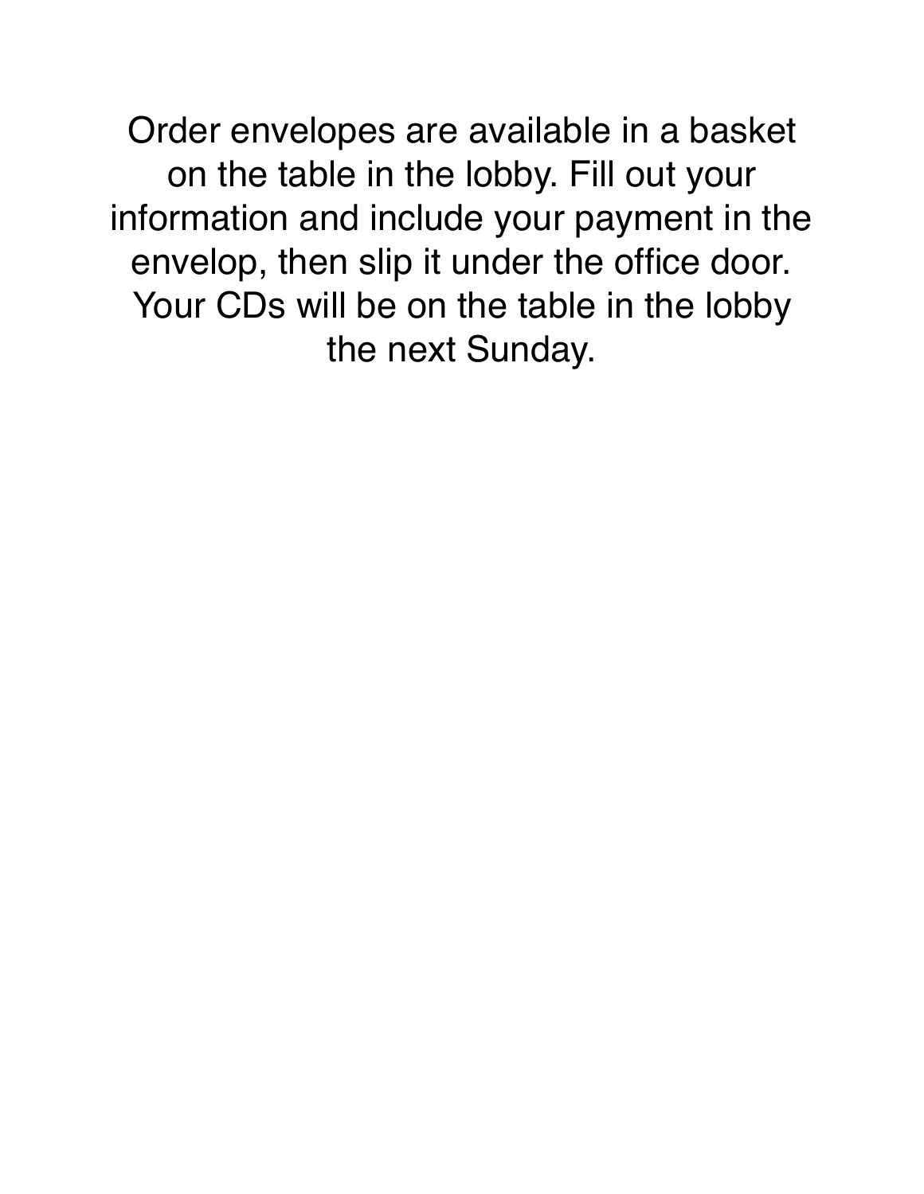Order envelopes are available in a basket on the table in the lobby. Fill out your information and include your payment in the envelop, then slip it under the office door. Your CDs will be on the table in the lobby the next Sunday.